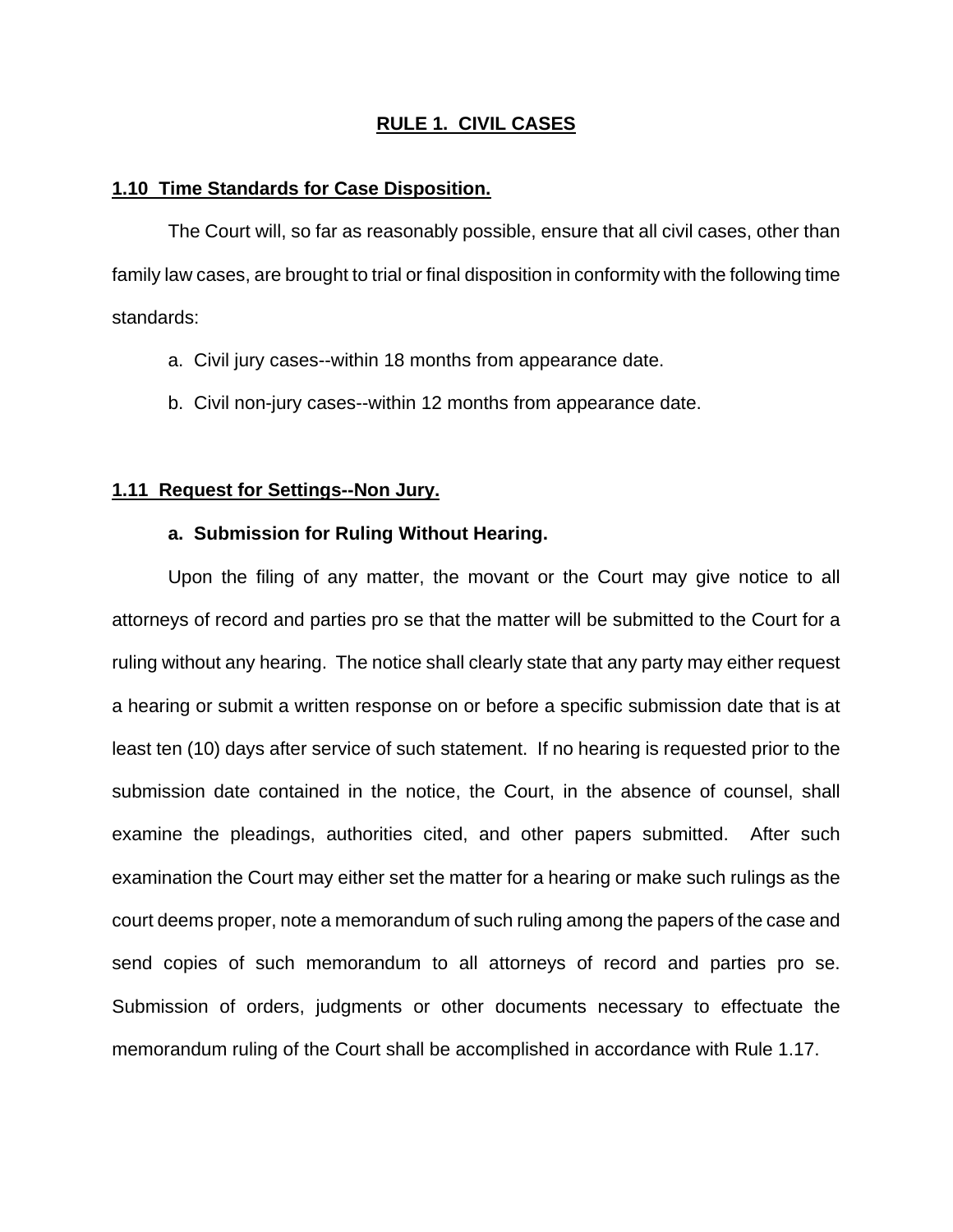# RULE 1. CIVIL CASES

## 1.10 Time Standards for Case Disposition.

The Court will, so far as reasonably possible, ensure that all civil cases, other than family law cases, are brought to trial or final disposition in conformity with the following time standards:

a. Civil jury cases--within 18 months from appearance date.

b. Civil non-jury cases--within 12 months from appearance date.

## 1.11 Request for Settings--Non Jury.

### a. Submission for Ruling Without Hearing.

Upon the filing of any matter, the movant or the Court may give notice to all attorneys of record and parties pro se that the matter will be submitted to the Court for a ruling without any hearing. The notice shall clearly state that any party may either request a hearing or submit a written response on or before a specific submission date that is at least ten (10) days after service of such statement. If no hearing is requested prior to the submission date contained in the notice, the Court, in the absence of counsel, shall examine the pleadings, authorities cited, and other papers submitted. After such examination the Court may either set the matter for a hearing or make such rulings as the court deems proper, note a memorandum of such ruling among the papers of the case and send copies of such memorandum to all attorneys of record and parties pro se. Submission of orders, judgments or other documents necessary to effectuate the memorandum ruling of the Court shall be accomplished in accordance with Rule 1.17.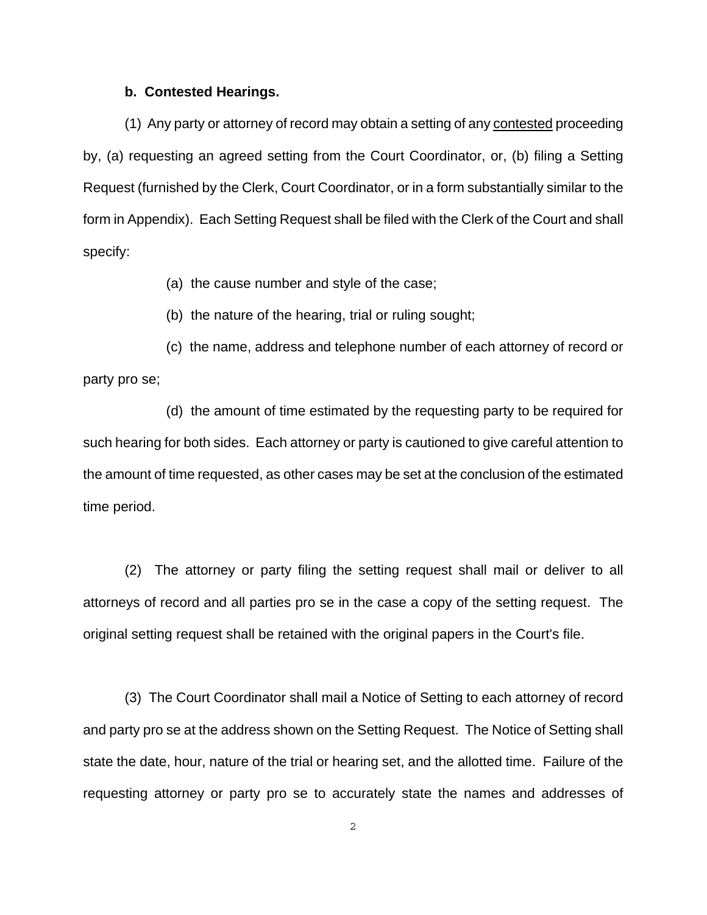**b. Contested Hearings.**

(1) Any party or attorney of record may obtain a setting of any contested proceeding by, (a) requesting an agreed setting from the Court Coordinator, or, (b) filing a Setting Request (furnished by the Clerk, Court Coordinator, or in a form substantially similar to the form in Appendix). Each Setting Request shall be filed with the Clerk of the Court and shall specify:

(a) the cause number and style of the case;

(b) the nature of the hearing, trial or ruling sought;

(c) the name, address and telephone number of each attorney of record or party pro se;

(d) the amount of time estimated by the requesting party to be required for such hearing for both sides. Each attorney or party is cautioned to give careful attention to the amount of time requested, as other cases may be set at the conclusion of the estimated time period.

(2) The attorney or party filing the setting request shall mail or deliver to all attorneys of record and all parties pro se in the case a copy of the setting request. The original setting request shall be retained with the original papers in the Court's file.

(3) The Court Coordinator shall mail a Notice of Setting to each attorney of record and party pro se at the address shown on the Setting Request. The Notice of Setting shall state the date, hour, nature of the trial or hearing set, and the allotted time. Failure of the requesting attorney or party pro se to accurately state the names and addresses of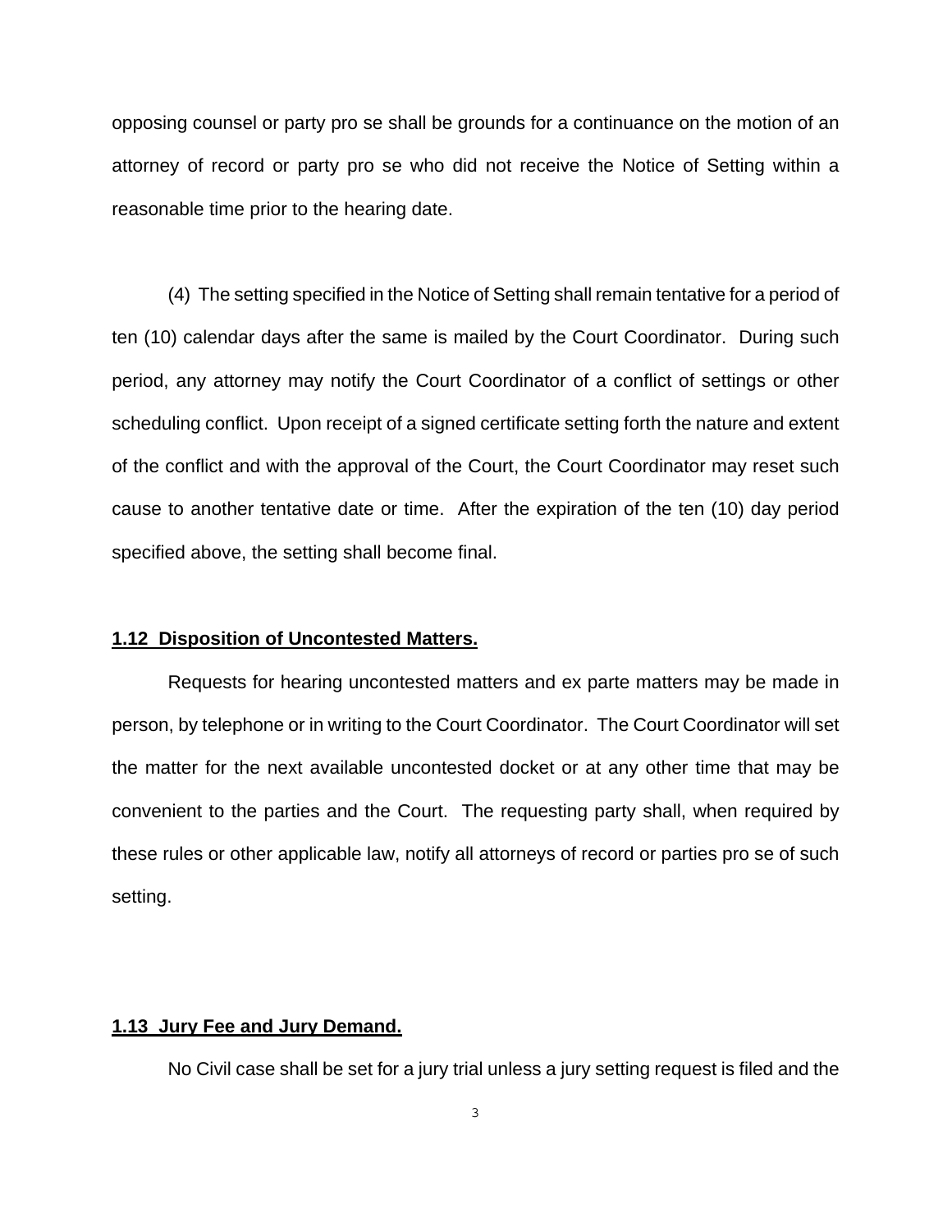opposing counsel or party pro se shall be grounds for a continuance on the motion of an attorney of record or party pro se who did not receive the Notice of Setting within a reasonable time prior to the hearing date.

(4) The setting specified in the Notice of Setting shall remain tentative for a period of ten (10) calendar days after the same is mailed by the Court Coordinator. During such period, any attorney may notify the Court Coordinator of a conflict of settings or other scheduling conflict. Upon receipt of a signed certificate setting forth the nature and extent of the conflict and with the approval of the Court, the Court Coordinator may reset such cause to another tentative date or time. After the expiration of the ten (10) day period specified above, the setting shall become final.

### **1.12 Disposition of Uncontested Matters.**

Requests for hearing uncontested matters and ex parte matters may be made in person, by telephone or in writing to the Court Coordinator. The Court Coordinator will set the matter for the next available uncontested docket or at any other time that may be convenient to the parties and the Court. The requesting party shall, when required by these rules or other applicable law, notify all attorneys of record or parties pro se of such setting.

### **1.13 Jury Fee and Jury Demand.**

No Civil case shall be set for a jury trial unless a jury setting request is filed and the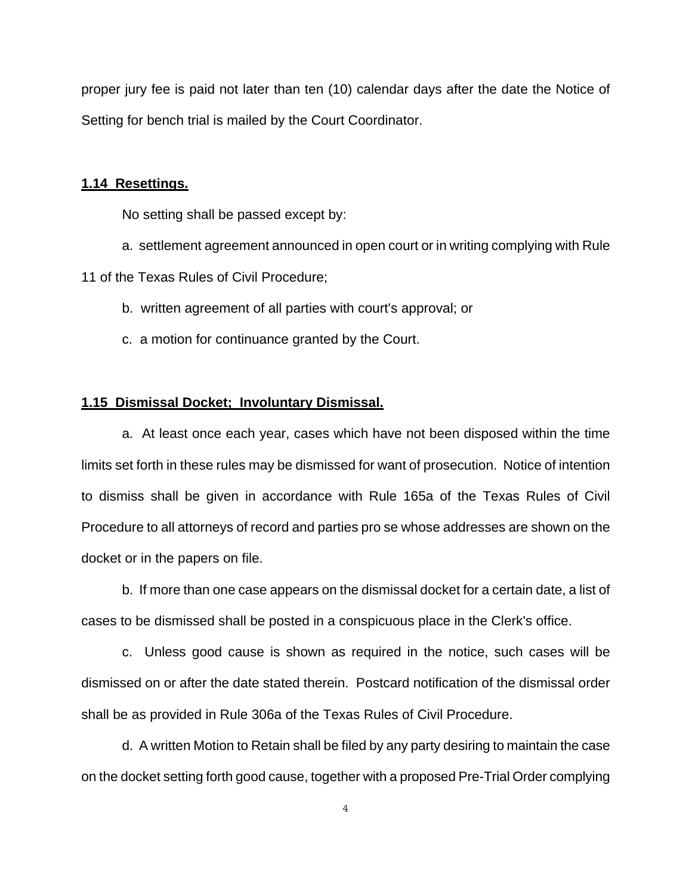proper jury fee is paid not later than ten (10) calendar days after the date the Notice of Setting for bench trial is mailed by the Court Coordinator.

**1.14 Resettings.**

No setting shall be passed except by:

a. settlement agreement announced in open court or in writing complying with Rule 11 of the Texas Rules of Civil Procedure;

b. written agreement of all parties with court's approval; or

c. a motion for continuance granted by the Court.

**1.15 Dismissal Docket; Involuntary Dismissal.**

a. At least once each year, cases which have not been disposed within the time limits set forth in these rules may be dismissed for want of prosecution. Notice of intention to dismiss shall be given in accordance with Rule 165a of the Texas Rules of Civil Procedure to all attorneys of record and parties pro se whose addresses are shown on the docket or in the papers on file.

b. If more than one case appears on the dismissal docket for a certain date, a list of cases to be dismissed shall be posted in a conspicuous place in the Clerk's office.

c. Unless good cause is shown as required in the notice, such cases will be dismissed on or after the date stated therein. Postcard notification of the dismissal order shall be as provided in Rule 306a of the Texas Rules of Civil Procedure.

d. A written Motion to Retain shall be filed by any party desiring to maintain the case on the docket setting forth good cause, together with a proposed Pre-Trial Order complying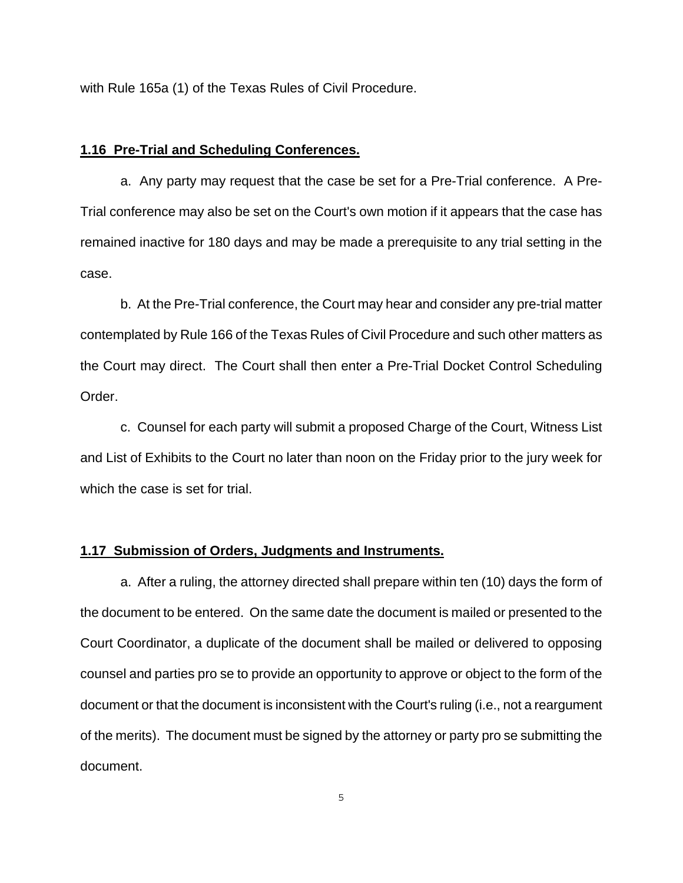with Rule 165a (1) of the Texas Rules of Civil Procedure.

**1.16 Pre-Trial and Scheduling Conferences.**

a. Any party may request that the case be set for a Pre-Trial conference. A Pre-Trial conference may also be set on the Court's own motion if it appears that the case has remained inactive for 180 days and may be made a prerequisite to any trial setting in the case.

b. At the Pre-Trial conference, the Court may hear and consider any pre-trial matter contemplated by Rule 166 of the Texas Rules of Civil Procedure and such other matters as the Court may direct. The Court shall then enter a Pre-Trial Docket Control Scheduling Order.

c. Counsel for each party will submit a proposed Charge of the Court, Witness List and List of Exhibits to the Court no later than noon on the Friday prior to the jury week for which the case is set for trial.

**1.17 Submission of Orders, Judgments and Instruments.**

a. After a ruling, the attorney directed shall prepare within ten (10) days the form of the document to be entered. On the same date the document is mailed or presented to the Court Coordinator, a duplicate of the document shall be mailed or delivered to opposing counsel and parties pro se to provide an opportunity to approve or object to the form of the document or that the document is inconsistent with the Court's ruling (i.e., not a reargument of the merits). The document must be signed by the attorney or party pro se submitting the document.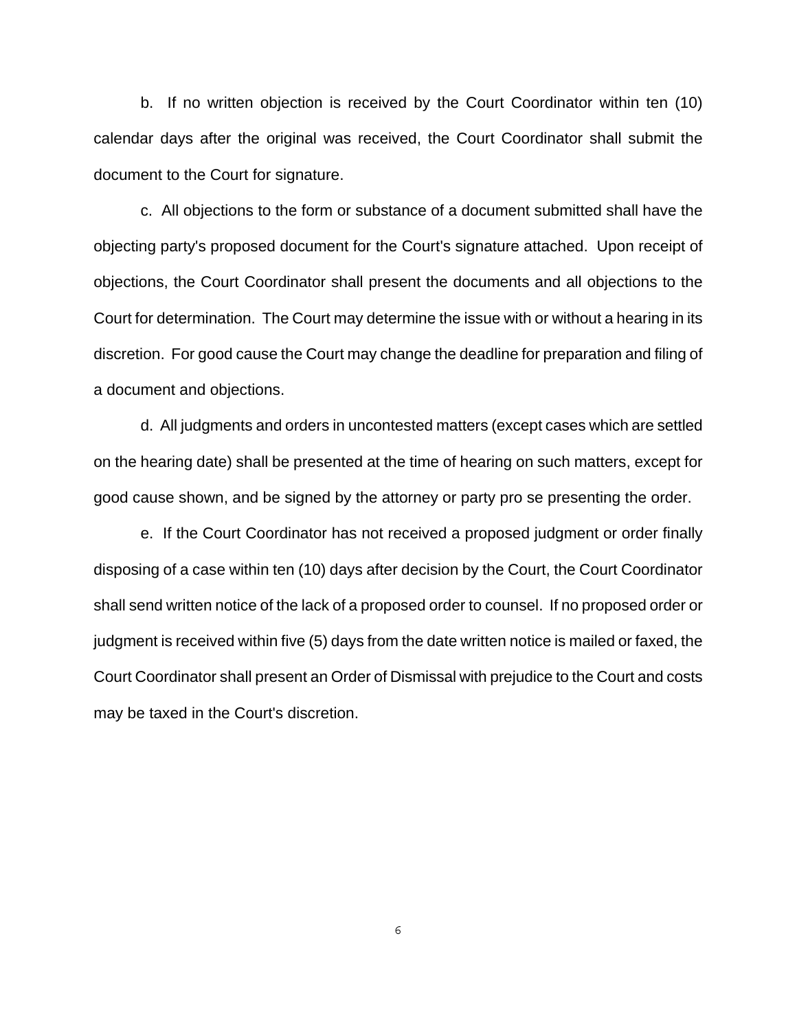b. If no written objection is received by the Court Coordinator within ten (10) calendar days after the original was received, the Court Coordinator shall submit the document to the Court for signature.

c. All objections to the form or substance of a document submitted shall have the objecting party's proposed document for the Court's signature attached. Upon receipt of objections, the Court Coordinator shall present the documents and all objections to the Court for determination. The Court may determine the issue with or without a hearing in its discretion. For good cause the Court may change the deadline for preparation and filing of a document and objections.

d. All judgments and orders in uncontested matters (except cases which are settled on the hearing date) shall be presented at the time of hearing on such matters, except for good cause shown, and be signed by the attorney or party pro se presenting the order.

e. If the Court Coordinator has not received a proposed judgment or order finally disposing of a case within ten (10) days after decision by the Court, the Court Coordinator shall send written notice of the lack of a proposed order to counsel. If no proposed order or judgment is received within five (5) days from the date written notice is mailed or faxed, the Court Coordinator shall present an Order of Dismissal with prejudice to the Court and costs may be taxed in the Court's discretion.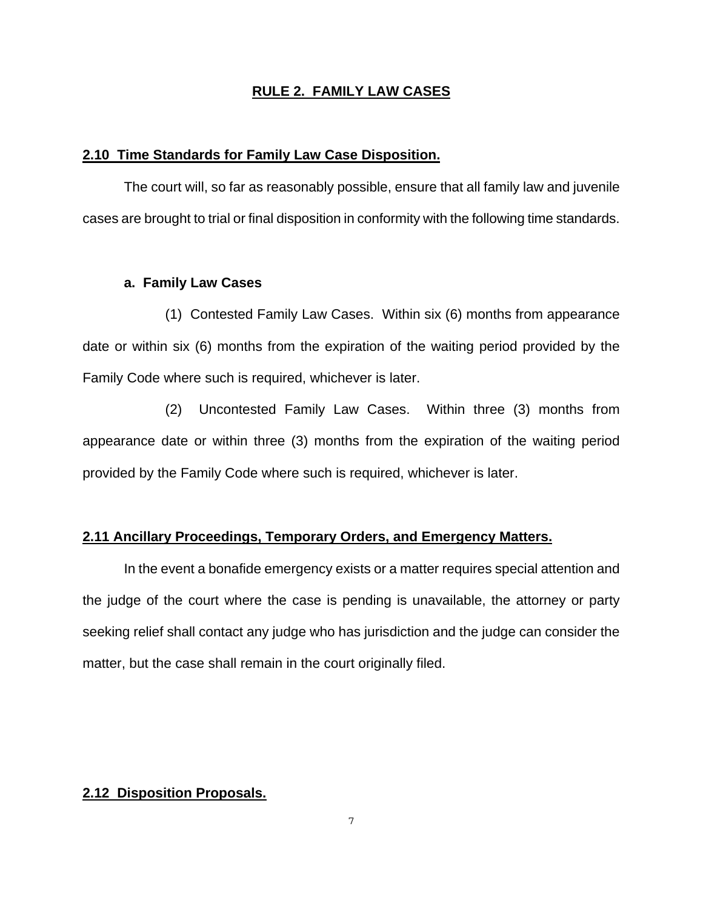## RULE 2. FAMILY LAW CASES

### 2.10 Time Standards for Family Law Case Disposition.

The court will, so far as reasonably possible, ensure that all family law and juvenile cases are brought to trial or final disposition in conformity with the following time standards.

**a. Family Law Cases**

(1) Contested Family Law Cases. Within six (6) months from appearance date or within six (6) months from the expiration of the waiting period provided by the Family Code where such is required, whichever is later.

(2) Uncontested Family Law Cases. Within three (3) months from appearance date or within three (3) months from the expiration of the waiting period provided by the Family Code where such is required, whichever is later.

### 2.11 Ancillary Proceedings, Temporary Orders, and Emergency Matters.

In the event a bonafide emergency exists or a matter requires special attention and the judge of the court where the case is pending is unavailable, the attorney or party seeking relief shall contact any judge who has jurisdiction and the judge can consider the matter, but the case shall remain in the court originally filed.

### 2.12 Disposition Proposals.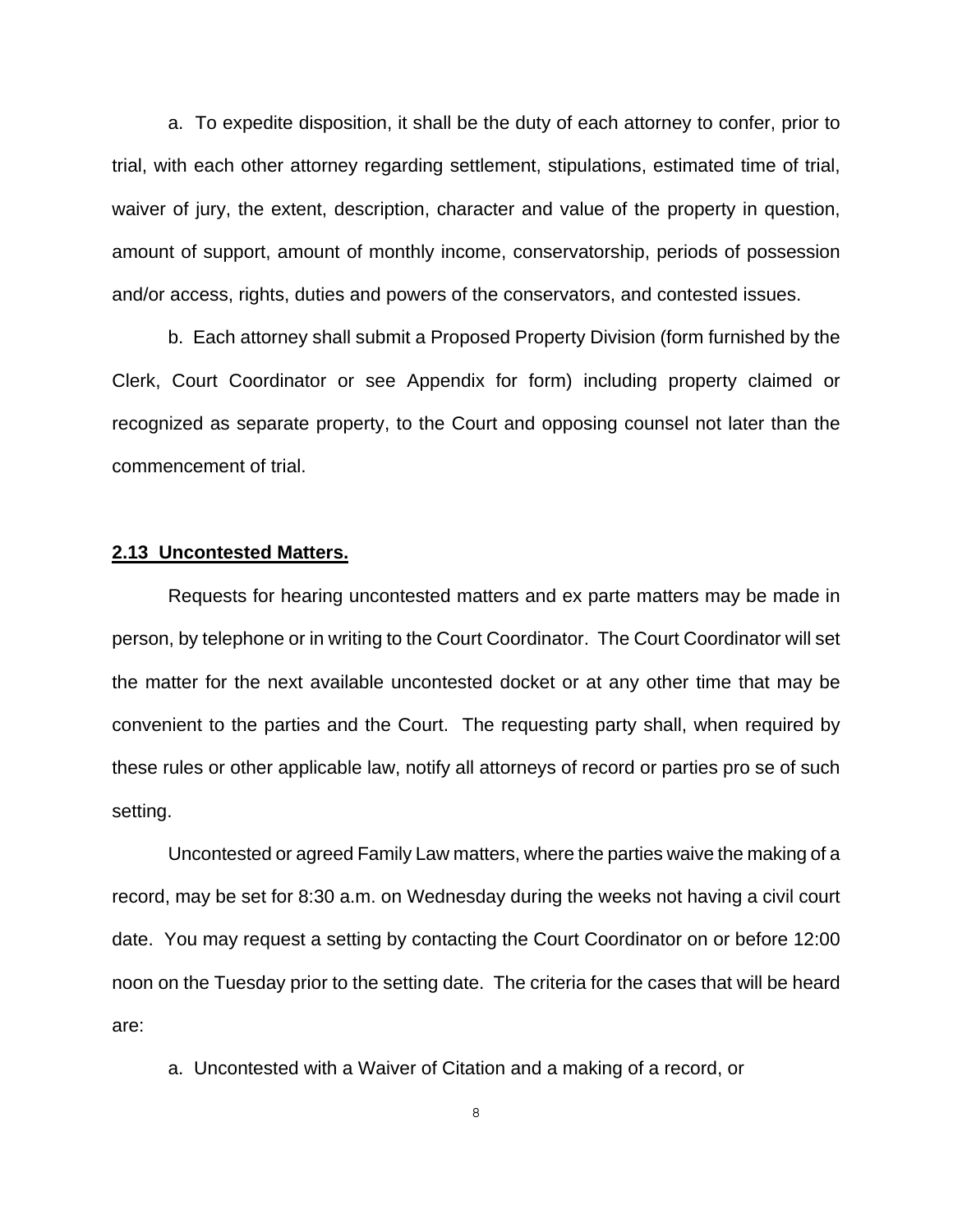a. To expedite disposition, it shall be the duty of each attorney to confer, prior to trial, with each other attorney regarding settlement, stipulations, estimated time of trial, waiver of jury, the extent, description, character and value of the property in question, amount of support, amount of monthly income, conservatorship, periods of possession and/or access, rights, duties and powers of the conservators, and contested issues.

b. Each attorney shall submit a Proposed Property Division (form furnished by the Clerk, Court Coordinator or see Appendix for form) including property claimed or recognized as separate property, to the Court and opposing counsel not later than the commencement of trial.

## **2.13 Uncontested Matters.**

Requests for hearing uncontested matters and ex parte matters may be made in person, by telephone or in writing to the Court Coordinator. The Court Coordinator will set the matter for the next available uncontested docket or at any other time that may be convenient to the parties and the Court. The requesting party shall, when required by these rules or other applicable law, notify all attorneys of record or parties pro se of such setting.

Uncontested or agreed Family Law matters, where the parties waive the making of a record, may be set for 8:30 a.m. on Wednesday during the weeks not having a civil court date. You may request a setting by contacting the Court Coordinator on or before 12:00 noon on the Tuesday prior to the setting date. The criteria for the cases that will be heard are:

a. Uncontested with a Waiver of Citation and a making of a record, or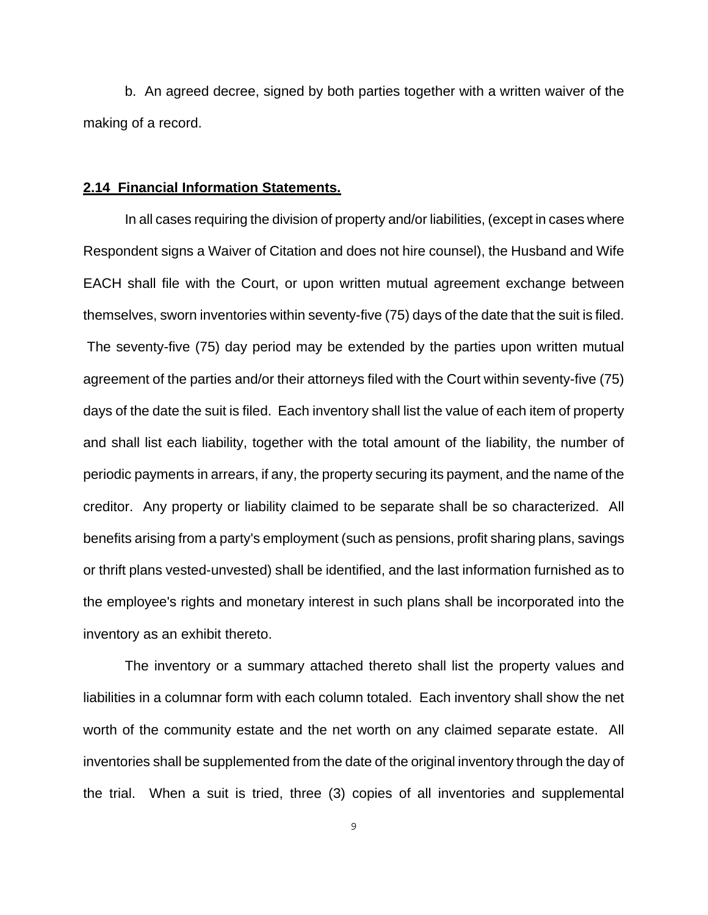b. An agreed decree, signed by both parties together with a written waiver of the making of a record.

## **2.14 Financial Information Statements.**

In all cases requiring the division of property and/or liabilities, (except in cases where Respondent signs a Waiver of Citation and does not hire counsel), the Husband and Wife EACH shall file with the Court, or upon written mutual agreement exchange between themselves, sworn inventories within seventy-five (75) days of the date that the suit is filed. The seventy-five (75) day period may be extended by the parties upon written mutual agreement of the parties and/or their attorneys filed with the Court within seventy-five (75) days of the date the suit is filed. Each inventory shall list the value of each item of property and shall list each liability, together with the total amount of the liability, the number of periodic payments in arrears, if any, the property securing its payment, and the name of the creditor. Any property or liability claimed to be separate shall be so characterized. All benefits arising from a party's employment (such as pensions, profit sharing plans, savings or thrift plans vested-unvested) shall be identified, and the last information furnished as to the employee's rights and monetary interest in such plans shall be incorporated into the inventory as an exhibit thereto.

The inventory or a summary attached thereto shall list the property values and liabilities in a columnar form with each column totaled. Each inventory shall show the net worth of the community estate and the net worth on any claimed separate estate. All inventories shall be supplemented from the date of the original inventory through the day of the trial. When a suit is tried, three (3) copies of all inventories and supplemental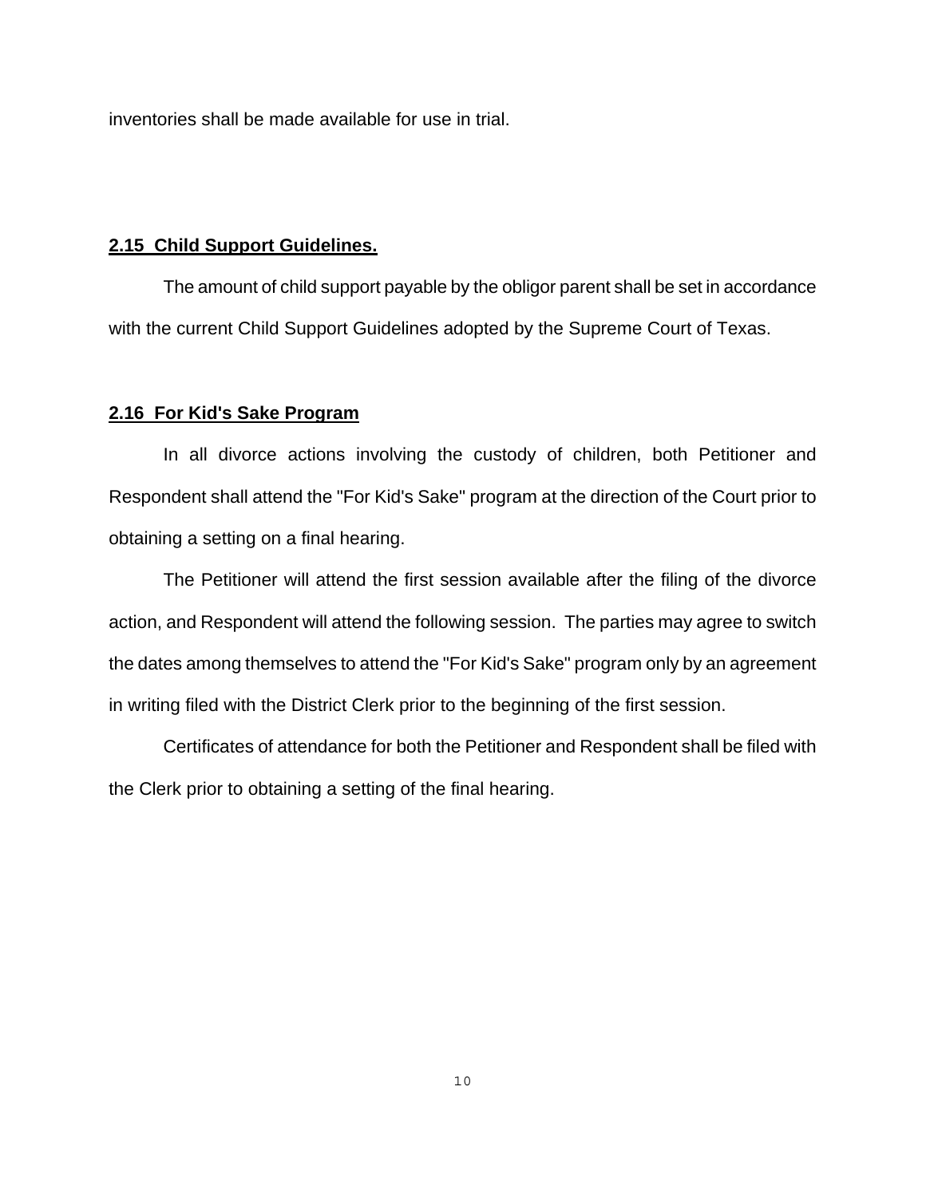inventories shall be made available for use in trial.

## **2.15 Child Support Guidelines.**

The amount of child support payable by the obligor parent shall be set in accordance with the current Child Support Guidelines adopted by the Supreme Court of Texas.

## **2.16 For Kid's Sake Program**

In all divorce actions involving the custody of children, both Petitioner and Respondent shall attend the "For Kid's Sake" program at the direction of the Court prior to obtaining a setting on a final hearing.

The Petitioner will attend the first session available after the filing of the divorce action, and Respondent will attend the following session. The parties may agree to switch the dates among themselves to attend the "For Kid's Sake" program only by an agreement in writing filed with the District Clerk prior to the beginning of the first session.

Certificates of attendance for both the Petitioner and Respondent shall be filed with the Clerk prior to obtaining a setting of the final hearing.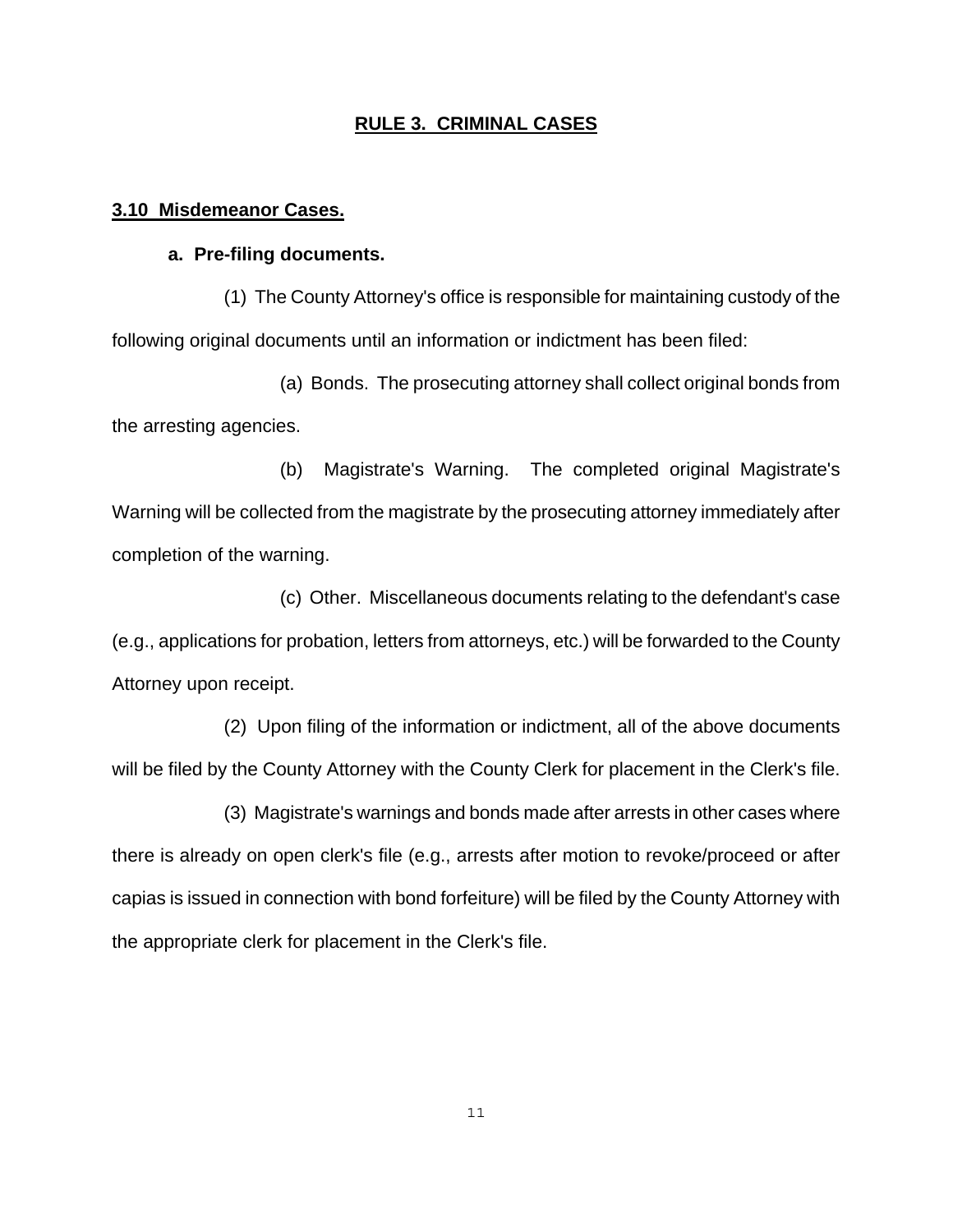# RULE 3. CRIMINAL CASES

## 3.10 Misdemeanor Cases.

### a. Pre-filing documents.

(1) The County Attorney's office is responsible for maintaining custody of the following original documents until an information or indictment has been filed:

(a) Bonds. The prosecuting attorney shall collect original bonds from the arresting agencies.

(b) Magistrate's Warning. The completed original Magistrate's Warning will be collected from the magistrate by the prosecuting attorney immediately after completion of the warning.

(c) Other. Miscellaneous documents relating to the defendant's case (e.g., applications for probation, letters from attorneys, etc.) will be forwarded to the County Attorney upon receipt.

(2) Upon filing of the information or indictment, all of the above documents will be filed by the County Attorney with the County Clerk for placement in the Clerk's file.

(3) Magistrate's warnings and bonds made after arrests in other cases where there is already on open clerk's file (e.g., arrests after motion to revoke/proceed or after capias is issued in connection with bond forfeiture) will be filed by the County Attorney with the appropriate clerk for placement in the Clerk's file.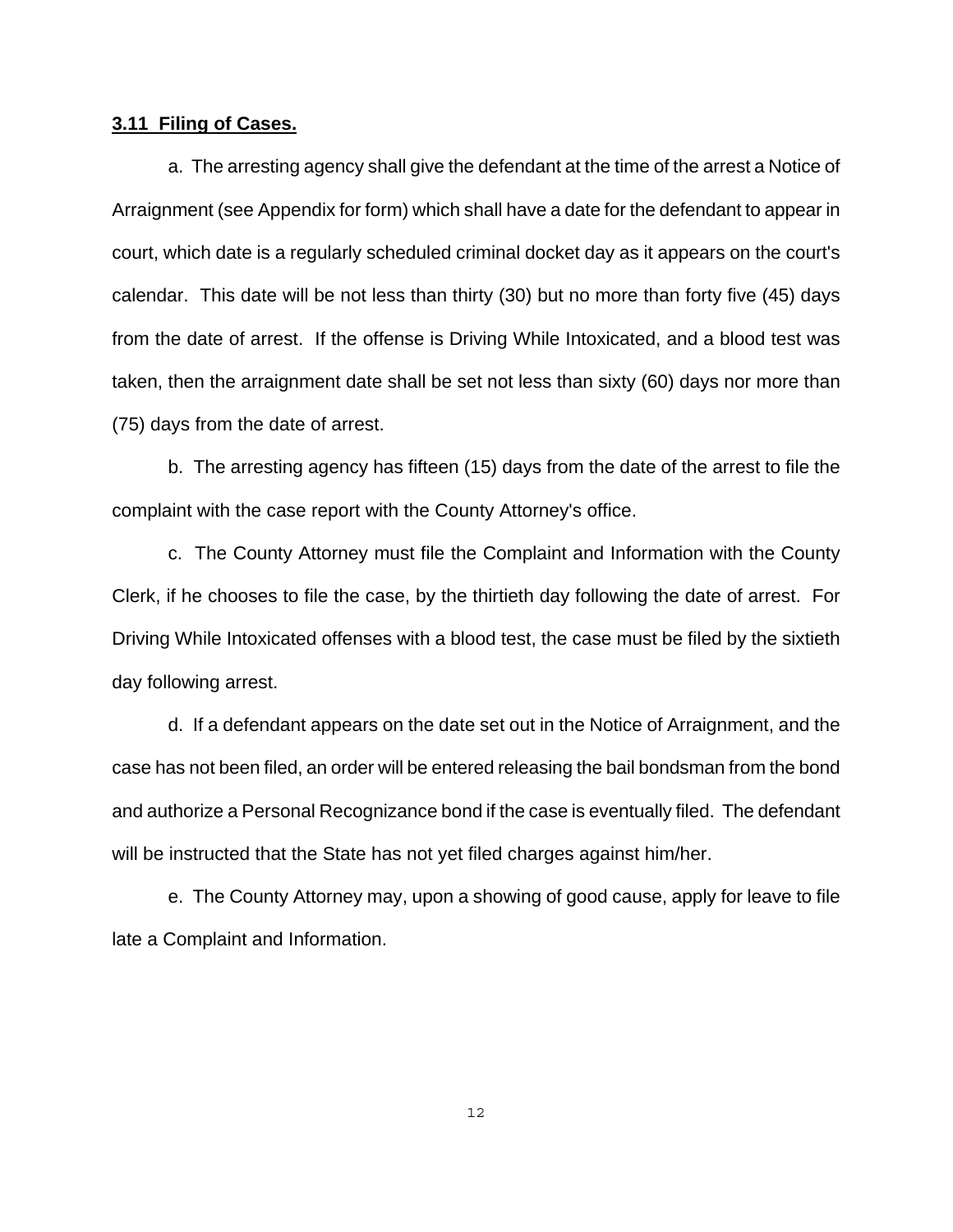**3.11 Filing of Cases.**

a. The arresting agency shall give the defendant at the time of the arrest a Notice of Arraignment (see Appendix for form) which shall have a date for the defendant to appear in court, which date is a regularly scheduled criminal docket day as it appears on the court's calendar. This date will be not less than thirty (30) but no more than forty five (45) days from the date of arrest. If the offense is Driving While Intoxicated, and a blood test was taken, then the arraignment date shall be set not less than sixty (60) days nor more than (75) days from the date of arrest.

b. The arresting agency has fifteen (15) days from the date of the arrest to file the complaint with the case report with the County Attorney's office.

c. The County Attorney must file the Complaint and Information with the County Clerk, if he chooses to file the case, by the thirtieth day following the date of arrest. For Driving While Intoxicated offenses with a blood test, the case must be filed by the sixtieth day following arrest.

d. If a defendant appears on the date set out in the Notice of Arraignment, and the case has not been filed, an order will be entered releasing the bail bondsman from the bond and authorize a Personal Recognizance bond if the case is eventually filed. The defendant will be instructed that the State has not yet filed charges against him/her.

e. The County Attorney may, upon a showing of good cause, apply for leave to file late a Complaint and Information.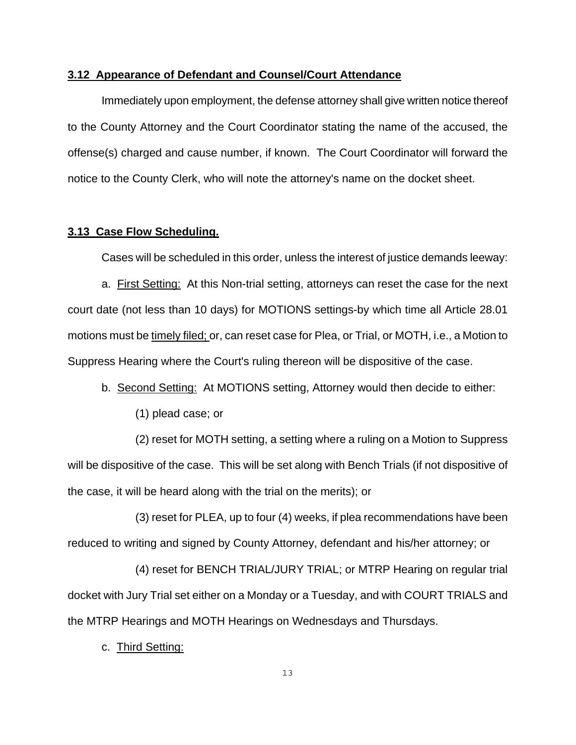## **3.12 Appearance of Defendant and Counsel/Court Attendance**

Immediately upon employment, the defense attorney shall give written notice thereof to the County Attorney and the Court Coordinator stating the name of the accused, the offense(s) charged and cause number, if known. The Court Coordinator will forward the notice to the County Clerk, who will note the attorney's name on the docket sheet.

## **3.13 Case Flow Scheduling.**

Cases will be scheduled in this order, unless the interest of justice demands leeway:

a. First Setting: At this Non-trial setting, attorneys can reset the case for the next court date (not less than 10 days) for MOTIONS settings-by which time all Article 28.01 motions must be timely filed; or, can reset case for Plea, or Trial, or MOTH, i.e., a Motion to Suppress Hearing where the Court's ruling thereon will be dispositive of the case.

b. Second Setting: At MOTIONS setting, Attorney would then decide to either:

(1) plead case; or

(2) reset for MOTH setting, a setting where a ruling on a Motion to Suppress will be dispositive of the case. This will be set along with Bench Trials (if not dispositive of the case, it will be heard along with the trial on the merits); or

(3) reset for PLEA, up to four (4) weeks, if plea recommendations have been reduced to writing and signed by County Attorney, defendant and his/her attorney; or

(4) reset for BENCH TRIAL/JURY TRIAL; or MTRP Hearing on regular trial docket with Jury Trial set either on a Monday or a Tuesday, and with COURT TRIALS and the MTRP Hearings and MOTH Hearings on Wednesdays and Thursdays.

c. Third Setting: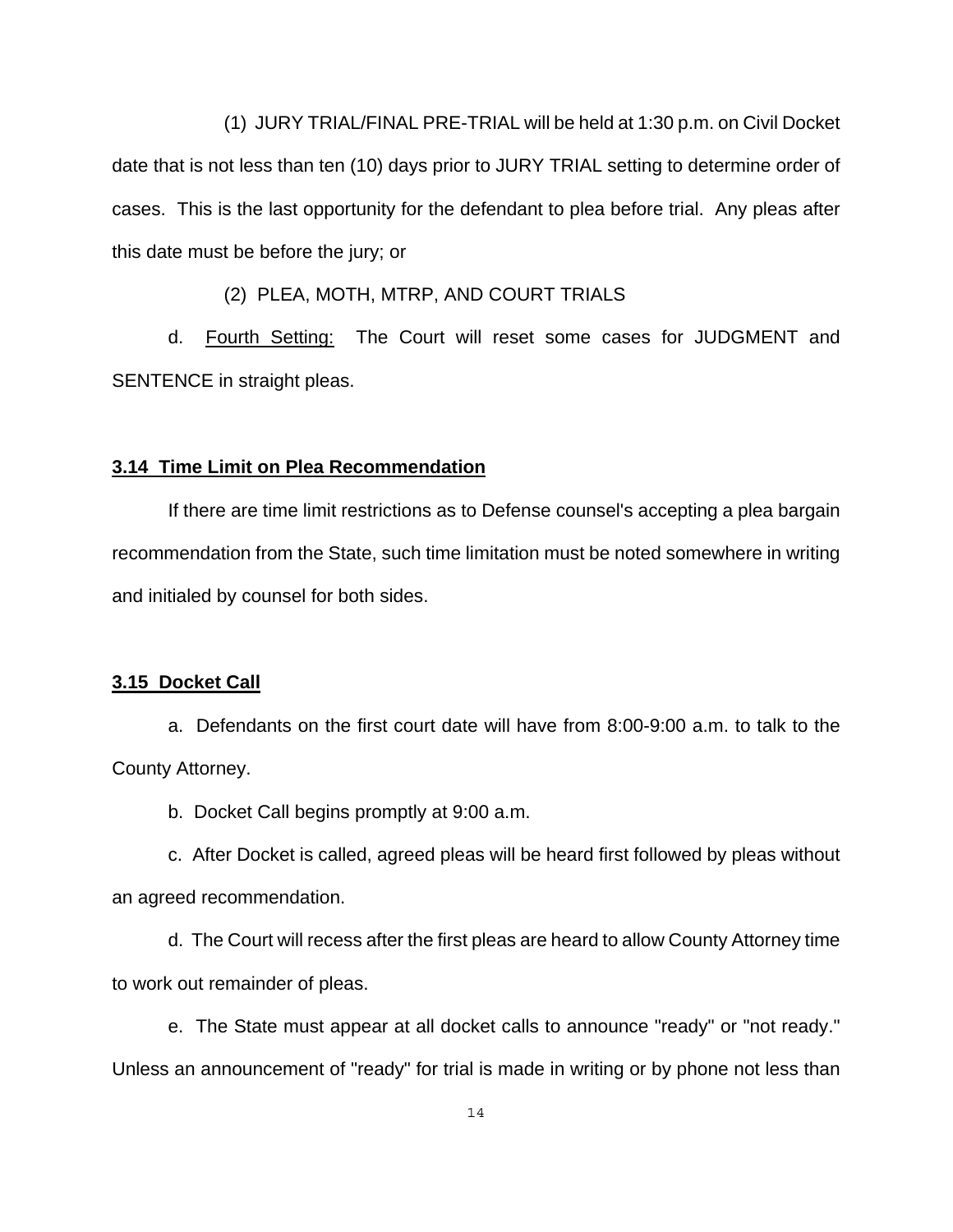(1) JURY TRIAL/FINAL PRE-TRIAL will be held at 1:30 p.m. on Civil Docket date that is not less than ten (10) days prior to JURY TRIAL setting to determine order of cases. This is the last opportunity for the defendant to plea before trial. Any pleas after this date must be before the jury; or

(2) PLEA, MOTH, MTRP, AND COURT TRIALS

d. Fourth Setting: The Court will reset some cases for JUDGMENT and SENTENCE in straight pleas.

**3.14 Time Limit on Plea Recommendation**

If there are time limit restrictions as to Defense counsel's accepting a plea bargain recommendation from the State, such time limitation must be noted somewhere in writing and initialed by counsel for both sides.

**3.15 Docket Call**

a. Defendants on the first court date will have from 8:00-9:00 a.m. to talk to the County Attorney.

b. Docket Call begins promptly at 9:00 a.m.

c. After Docket is called, agreed pleas will be heard first followed by pleas without an agreed recommendation.

d. The Court will recess after the first pleas are heard to allow County Attorney time to work out remainder of pleas.

e. The State must appear at all docket calls to announce "ready" or "not ready." Unless an announcement of "ready" for trial is made in writing or by phone not less than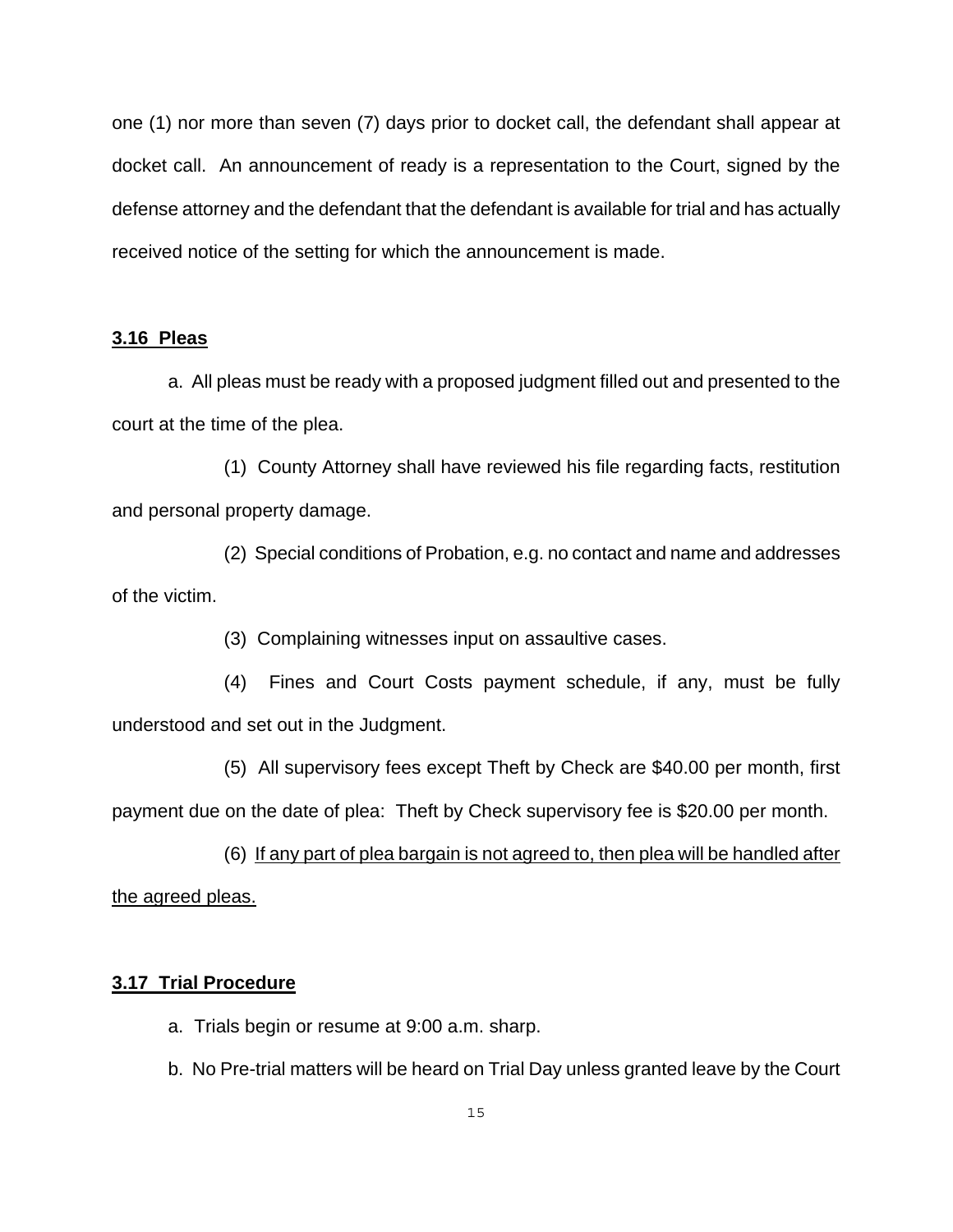one (1) nor more than seven (7) days prior to docket call, the defendant shall appear at docket call. An announcement of ready is a representation to the Court, signed by the defense attorney and the defendant that the defendant is available for trial and has actually received notice of the setting for which the announcement is made.

**3.16 Pleas**

a. All pleas must be ready with a proposed judgment filled out and presented to the court at the time of the plea.

(1) County Attorney shall have reviewed his file regarding facts, restitution and personal property damage.

(2) Special conditions of Probation, e.g. no contact and name and addresses of the victim.

(3) Complaining witnesses input on assaultive cases.

(4) Fines and Court Costs payment schedule, if any, must be fully understood and set out in the Judgment.

(5) All supervisory fees except Theft by Check are $40.00 per month, first payment due on the date of plea: Theft by Check supervisory fee is $20.00 per month.

(6) <u>If any part of plea bargain is not agreed to, then plea will be handled after the agreed pleas.</u>

**3.17 Trial Procedure**

a. Trials begin or resume at 9:00 a.m. sharp.

b. No Pre-trial matters will be heard on Trial Day unless granted leave by the Court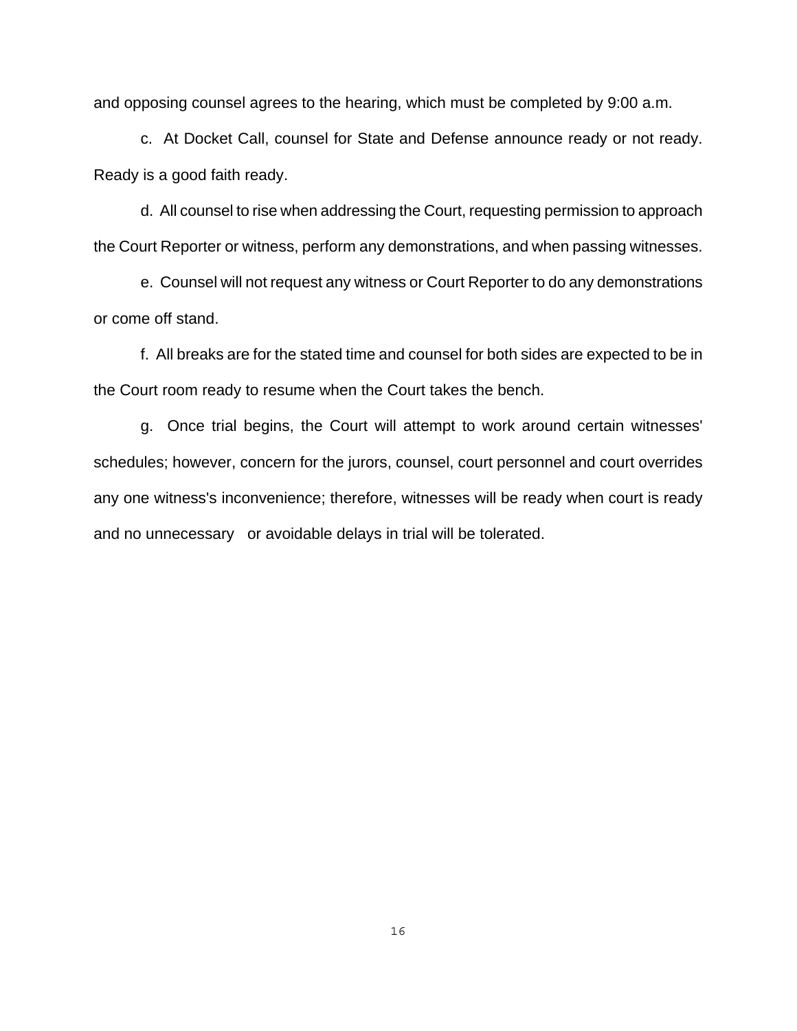and opposing counsel agrees to the hearing, which must be completed by 9:00 a.m.

c. At Docket Call, counsel for State and Defense announce ready or not ready. Ready is a good faith ready.

d. All counsel to rise when addressing the Court, requesting permission to approach the Court Reporter or witness, perform any demonstrations, and when passing witnesses.

e. Counsel will not request any witness or Court Reporter to do any demonstrations or come off stand.

f. All breaks are for the stated time and counsel for both sides are expected to be in the Court room ready to resume when the Court takes the bench.

g. Once trial begins, the Court will attempt to work around certain witnesses' schedules; however, concern for the jurors, counsel, court personnel and court overrides any one witness's inconvenience; therefore, witnesses will be ready when court is ready and no unnecessary or avoidable delays in trial will be tolerated.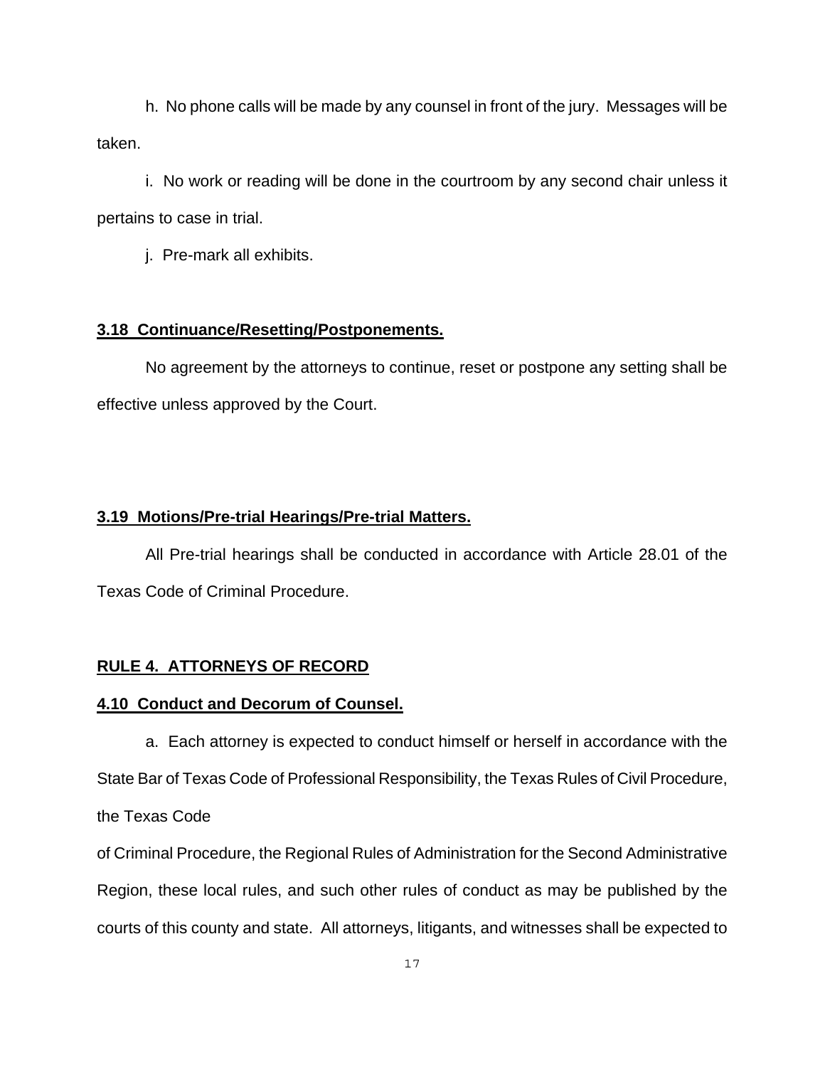h. No phone calls will be made by any counsel in front of the jury. Messages will be taken.

i. No work or reading will be done in the courtroom by any second chair unless it pertains to case in trial.

j. Pre-mark all exhibits.

**3.18 Continuance/Resetting/Postponements.**

No agreement by the attorneys to continue, reset or postpone any setting shall be effective unless approved by the Court.

**3.19 Motions/Pre-trial Hearings/Pre-trial Matters.**

All Pre-trial hearings shall be conducted in accordance with Article 28.01 of the Texas Code of Criminal Procedure.

## RULE 4. ATTORNEYS OF RECORD

**4.10 Conduct and Decorum of Counsel.**

a. Each attorney is expected to conduct himself or herself in accordance with the State Bar of Texas Code of Professional Responsibility, the Texas Rules of Civil Procedure, the Texas Code of Criminal Procedure, the Regional Rules of Administration for the Second Administrative Region, these local rules, and such other rules of conduct as may be published by the courts of this county and state. All attorneys, litigants, and witnesses shall be expected to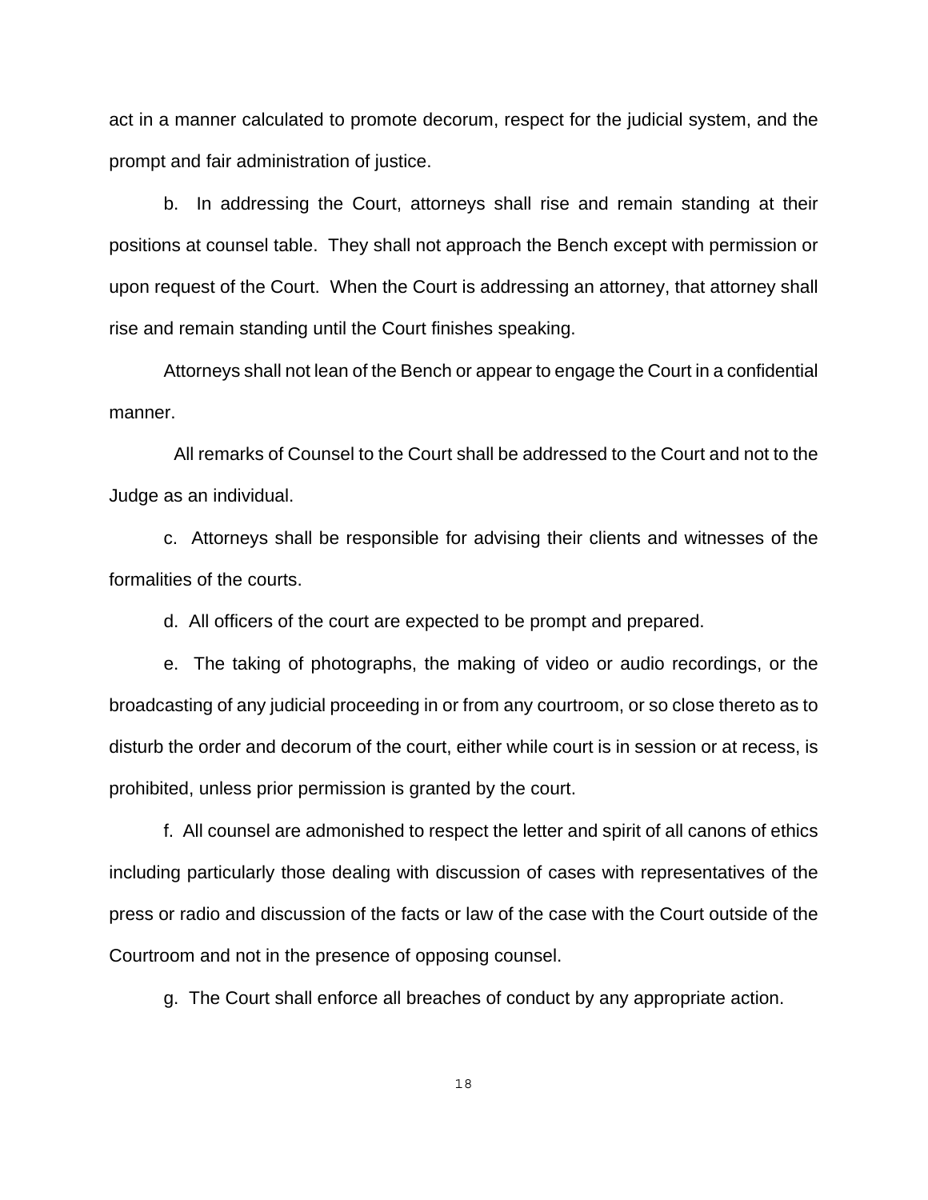act in a manner calculated to promote decorum, respect for the judicial system, and the prompt and fair administration of justice.

b. In addressing the Court, attorneys shall rise and remain standing at their positions at counsel table. They shall not approach the Bench except with permission or upon request of the Court. When the Court is addressing an attorney, that attorney shall rise and remain standing until the Court finishes speaking.

Attorneys shall not lean of the Bench or appear to engage the Court in a confidential manner.

All remarks of Counsel to the Court shall be addressed to the Court and not to the Judge as an individual.

c. Attorneys shall be responsible for advising their clients and witnesses of the formalities of the courts.

d. All officers of the court are expected to be prompt and prepared.

e. The taking of photographs, the making of video or audio recordings, or the broadcasting of any judicial proceeding in or from any courtroom, or so close thereto as to disturb the order and decorum of the court, either while court is in session or at recess, is prohibited, unless prior permission is granted by the court.

f. All counsel are admonished to respect the letter and spirit of all canons of ethics including particularly those dealing with discussion of cases with representatives of the press or radio and discussion of the facts or law of the case with the Court outside of the Courtroom and not in the presence of opposing counsel.

g. The Court shall enforce all breaches of conduct by any appropriate action.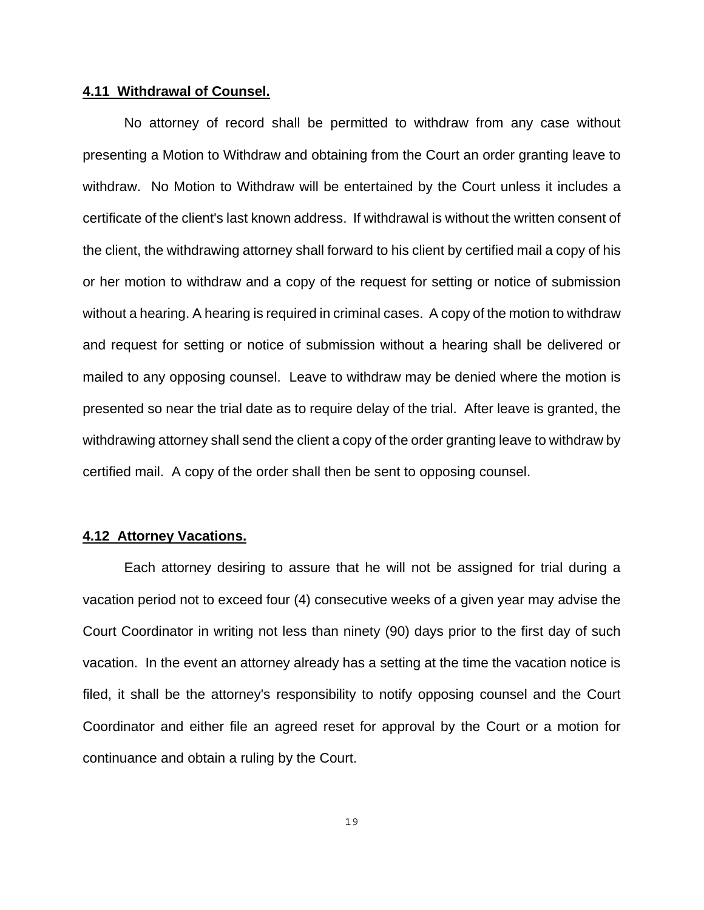**4.11 Withdrawal of Counsel.**

No attorney of record shall be permitted to withdraw from any case without presenting a Motion to Withdraw and obtaining from the Court an order granting leave to withdraw. No Motion to Withdraw will be entertained by the Court unless it includes a certificate of the client's last known address. If withdrawal is without the written consent of the client, the withdrawing attorney shall forward to his client by certified mail a copy of his or her motion to withdraw and a copy of the request for setting or notice of submission without a hearing. A hearing is required in criminal cases. A copy of the motion to withdraw and request for setting or notice of submission without a hearing shall be delivered or mailed to any opposing counsel. Leave to withdraw may be denied where the motion is presented so near the trial date as to require delay of the trial. After leave is granted, the withdrawing attorney shall send the client a copy of the order granting leave to withdraw by certified mail. A copy of the order shall then be sent to opposing counsel.

**4.12 Attorney Vacations.**

Each attorney desiring to assure that he will not be assigned for trial during a vacation period not to exceed four (4) consecutive weeks of a given year may advise the Court Coordinator in writing not less than ninety (90) days prior to the first day of such vacation. In the event an attorney already has a setting at the time the vacation notice is filed, it shall be the attorney's responsibility to notify opposing counsel and the Court Coordinator and either file an agreed reset for approval by the Court or a motion for continuance and obtain a ruling by the Court.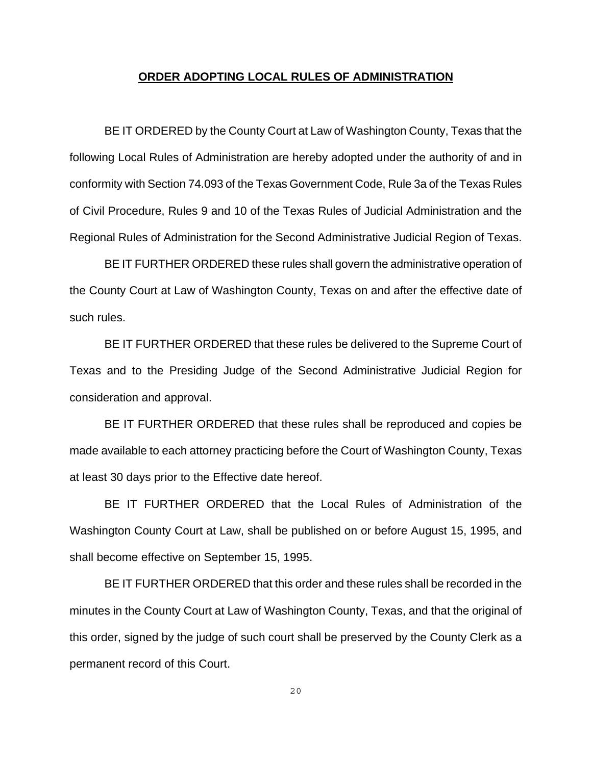## ORDER ADOPTING LOCAL RULES OF ADMINISTRATION

BE IT ORDERED by the County Court at Law of Washington County, Texas that the following Local Rules of Administration are hereby adopted under the authority of and in conformity with Section 74.093 of the Texas Government Code, Rule 3a of the Texas Rules of Civil Procedure, Rules 9 and 10 of the Texas Rules of Judicial Administration and the Regional Rules of Administration for the Second Administrative Judicial Region of Texas.

BE IT FURTHER ORDERED these rules shall govern the administrative operation of the County Court at Law of Washington County, Texas on and after the effective date of such rules.

BE IT FURTHER ORDERED that these rules be delivered to the Supreme Court of Texas and to the Presiding Judge of the Second Administrative Judicial Region for consideration and approval.

BE IT FURTHER ORDERED that these rules shall be reproduced and copies be made available to each attorney practicing before the Court of Washington County, Texas at least 30 days prior to the Effective date hereof.

BE IT FURTHER ORDERED that the Local Rules of Administration of the Washington County Court at Law, shall be published on or before August 15, 1995, and shall become effective on September 15, 1995.

BE IT FURTHER ORDERED that this order and these rules shall be recorded in the minutes in the County Court at Law of Washington County, Texas, and that the original of this order, signed by the judge of such court shall be preserved by the County Clerk as a permanent record of this Court.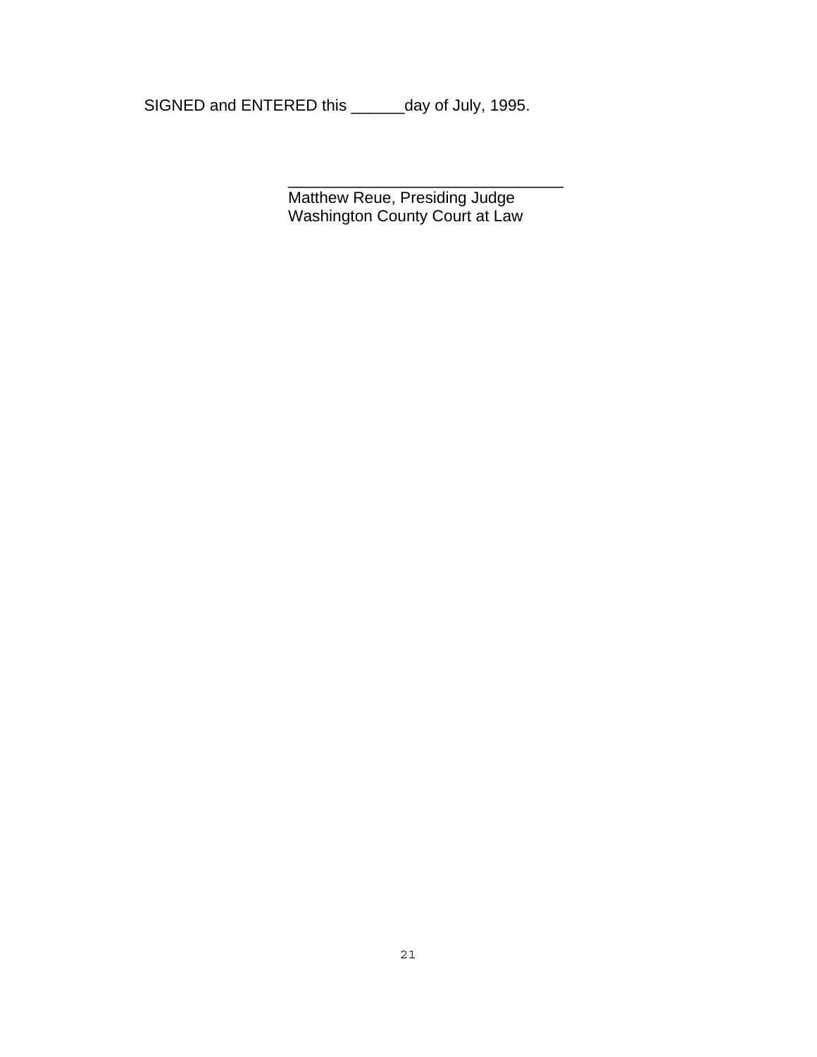SIGNED and ENTERED this ______day of July, 1995.

________________________________
Matthew Reue, Presiding Judge
Washington County Court at Law